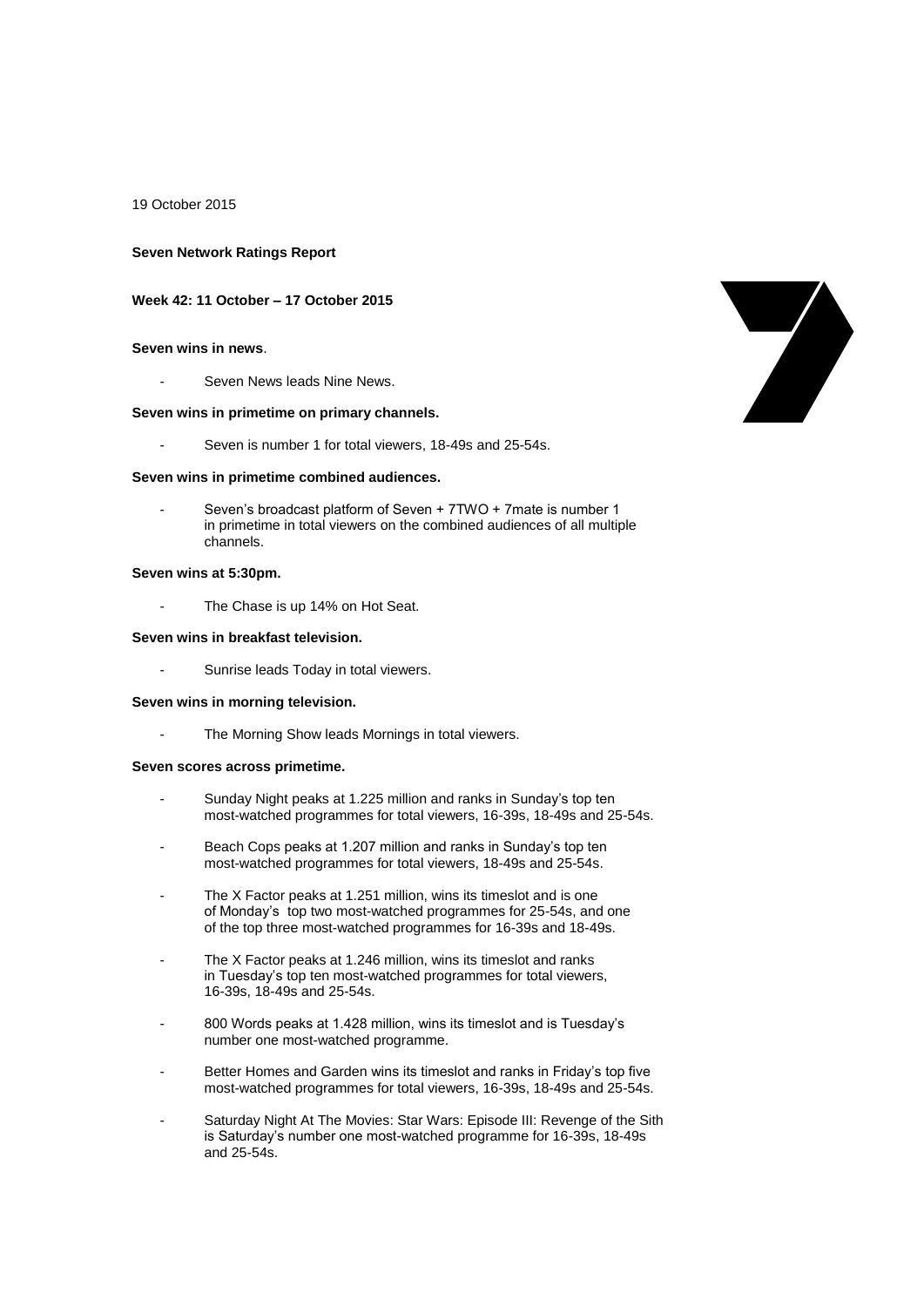19 October 2015

**Seven Network Ratings Report**

**Week 42: 11 October – 17 October 2015**

**Seven wins in news**.

- Seven News leads Nine News.

**Seven wins in primetime on primary channels.**

- Seven is number 1 for total viewers, 18-49s and 25-54s.

**Seven wins in primetime combined audiences.**

- Seven's broadcast platform of Seven + 7TWO + 7mate is number 1 in primetime in total viewers on the combined audiences of all multiple channels.

**Seven wins at 5:30pm.**

- The Chase is up 14% on Hot Seat.

**Seven wins in breakfast television.**

- Sunrise leads Today in total viewers.

**Seven wins in morning television.**

- The Morning Show leads Mornings in total viewers.

**Seven scores across primetime.**

- Sunday Night peaks at 1.225 million and ranks in Sunday's top ten most-watched programmes for total viewers, 16-39s, 18-49s and 25-54s.
- Beach Cops peaks at 1.207 million and ranks in Sunday's top ten most-watched programmes for total viewers, 18-49s and 25-54s.
- The X Factor peaks at 1.251 million, wins its timeslot and is one of Monday's top two most-watched programmes for 25-54s, and one of the top three most-watched programmes for 16-39s and 18-49s.
- The X Factor peaks at 1.246 million, wins its timeslot and ranks in Tuesday's top ten most-watched programmes for total viewers, 16-39s, 18-49s and 25-54s.
- 800 Words peaks at 1.428 million, wins its timeslot and is Tuesday's number one most-watched programme.
- Better Homes and Garden wins its timeslot and ranks in Friday's top five most-watched programmes for total viewers, 16-39s, 18-49s and 25-54s.
- Saturday Night At The Movies: Star Wars: Episode III: Revenge of the Sith is Saturday's number one most-watched programme for 16-39s, 18-49s and 25-54s.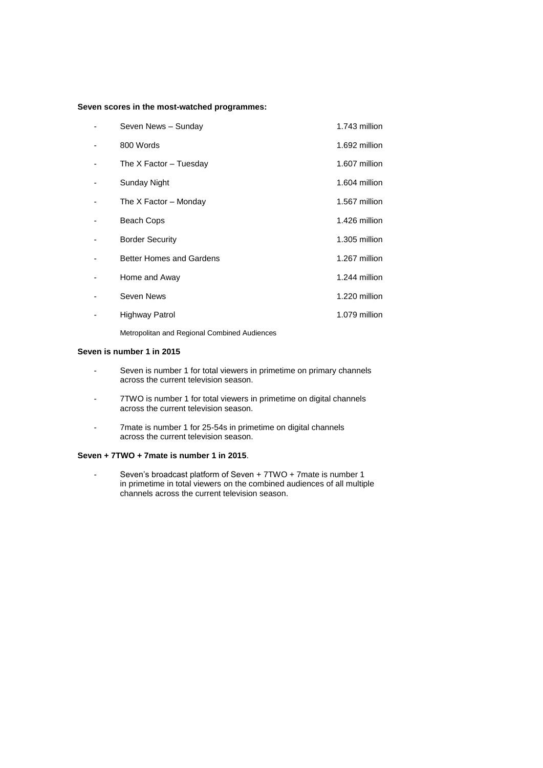**Seven scores in the most-watched programmes:**

| | | |
|---|---|---|
| - | Seven News – Sunday | 1.743 million |
| - | 800 Words | 1.692 million |
| - | The X Factor – Tuesday | 1.607 million |
| - | Sunday Night | 1.604 million |
| - | The X Factor – Monday | 1.567 million |
| - | Beach Cops | 1.426 million |
| - | Border Security | 1.305 million |
| - | Better Homes and Gardens | 1.267 million |
| - | Home and Away | 1.244 million |
| - | Seven News | 1.220 million |
| - | Highway Patrol | 1.079 million |

Metropolitan and Regional Combined Audiences

**Seven is number 1 in 2015**

- Seven is number 1 for total viewers in primetime on primary channels across the current television season.
- 7TWO is number 1 for total viewers in primetime on digital channels across the current television season.
- 7mate is number 1 for 25-54s in primetime on digital channels across the current television season.

**Seven + 7TWO + 7mate is number 1 in 2015**.

- Seven's broadcast platform of Seven + 7TWO + 7mate is number 1 in primetime in total viewers on the combined audiences of all multiple channels across the current television season.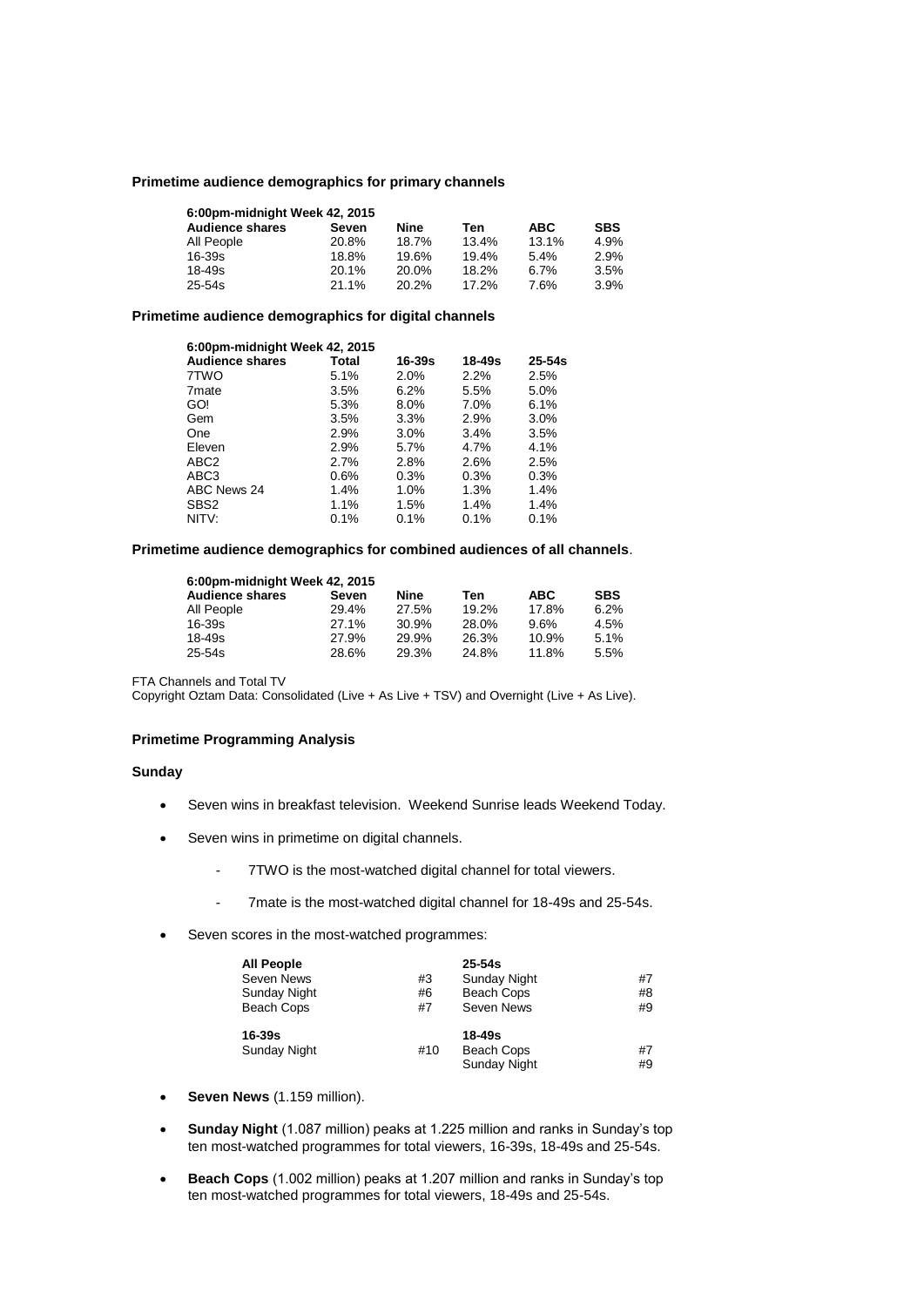**Primetime audience demographics for primary channels**

| 6:00pm-midnight Week 42, 2015 | | | | | |
|---|---|---|---|---|---|
| **Audience shares** | **Seven** | **Nine** | **Ten** | **ABC** | **SBS** |
| All People | 20.8% | 18.7% | 13.4% | 13.1% | 4.9% |
| 16-39s | 18.8% | 19.6% | 19.4% | 5.4% | 2.9% |
| 18-49s | 20.1% | 20.0% | 18.2% | 6.7% | 3.5% |
| 25-54s | 21.1% | 20.2% | 17.2% | 7.6% | 3.9% |

**Primetime audience demographics for digital channels**

| 6:00pm-midnight Week 42, 2015 | | | | |
|---|---|---|---|---|
| **Audience shares** | **Total** | **16-39s** | **18-49s** | **25-54s** |
| 7TWO | 5.1% | 2.0% | 2.2% | 2.5% |
| 7mate | 3.5% | 6.2% | 5.5% | 5.0% |
| GO! | 5.3% | 8.0% | 7.0% | 6.1% |
| Gem | 3.5% | 3.3% | 2.9% | 3.0% |
| One | 2.9% | 3.0% | 3.4% | 3.5% |
| Eleven | 2.9% | 5.7% | 4.7% | 4.1% |
| ABC2 | 2.7% | 2.8% | 2.6% | 2.5% |
| ABC3 | 0.6% | 0.3% | 0.3% | 0.3% |
| ABC News 24 | 1.4% | 1.0% | 1.3% | 1.4% |
| SBS2 | 1.1% | 1.5% | 1.4% | 1.4% |
| NITV: | 0.1% | 0.1% | 0.1% | 0.1% |

**Primetime audience demographics for combined audiences of all channels**.

| 6:00pm-midnight Week 42, 2015 | | | | | |
|---|---|---|---|---|---|
| **Audience shares** | **Seven** | **Nine** | **Ten** | **ABC** | **SBS** |
| All People | 29.4% | 27.5% | 19.2% | 17.8% | 6.2% |
| 16-39s | 27.1% | 30.9% | 28.0% | 9.6% | 4.5% |
| 18-49s | 27.9% | 29.9% | 26.3% | 10.9% | 5.1% |
| 25-54s | 28.6% | 29.3% | 24.8% | 11.8% | 5.5% |

FTA Channels and Total TV
Copyright Oztam Data: Consolidated (Live + As Live + TSV) and Overnight (Live + As Live).

**Primetime Programming Analysis**

**Sunday**

- Seven wins in breakfast television. Weekend Sunrise leads Weekend Today.
- Seven wins in primetime on digital channels.
  - 7TWO is the most-watched digital channel for total viewers.
  - 7mate is the most-watched digital channel for 18-49s and 25-54s.
- Seven scores in the most-watched programmes:

| **All People** | | **25-54s** | |
|---|---|---|---|
| Seven News | #3 | Sunday Night | #7 |
| Sunday Night | #6 | Beach Cops | #8 |
| Beach Cops | #7 | Seven News | #9 |
| **16-39s** | | **18-49s** | |
| Sunday Night | #10 | Beach Cops | #7 |
| | | Sunday Night | #9 |

- **Seven News** (1.159 million).
- **Sunday Night** (1.087 million) peaks at 1.225 million and ranks in Sunday's top ten most-watched programmes for total viewers, 16-39s, 18-49s and 25-54s.
- **Beach Cops** (1.002 million) peaks at 1.207 million and ranks in Sunday's top ten most-watched programmes for total viewers, 18-49s and 25-54s.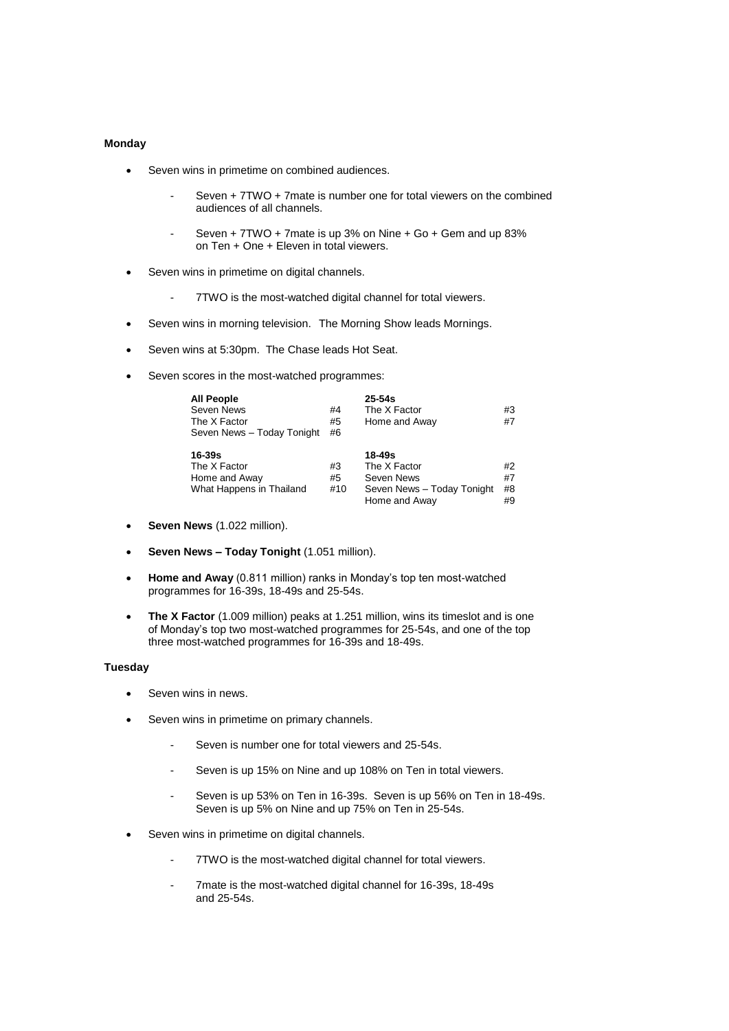**Monday**

- Seven wins in primetime on combined audiences.
    - Seven + 7TWO + 7mate is number one for total viewers on the combined audiences of all channels.
    - Seven + 7TWO + 7mate is up 3% on Nine + Go + Gem and up 83% on Ten + One + Eleven in total viewers.
- Seven wins in primetime on digital channels.
    - 7TWO is the most-watched digital channel for total viewers.
- Seven wins in morning television. The Morning Show leads Mornings.
- Seven wins at 5:30pm. The Chase leads Hot Seat.
- Seven scores in the most-watched programmes:

| **All People** | | **25-54s** | |
|---|---|---|---|
| Seven News | #4 | The X Factor | #3 |
| The X Factor | #5 | Home and Away | #7 |
| Seven News – Today Tonight | #6 | | |

| **16-39s** | | **18-49s** | |
|---|---|---|---|
| The X Factor | #3 | The X Factor | #2 |
| Home and Away | #5 | Seven News | #7 |
| What Happens in Thailand | #10 | Seven News – Today Tonight | #8 |
| | | Home and Away | #9 |

- **Seven News** (1.022 million).
- **Seven News – Today Tonight** (1.051 million).
- **Home and Away** (0.811 million) ranks in Monday's top ten most-watched programmes for 16-39s, 18-49s and 25-54s.
- **The X Factor** (1.009 million) peaks at 1.251 million, wins its timeslot and is one of Monday's top two most-watched programmes for 25-54s, and one of the top three most-watched programmes for 16-39s and 18-49s.

**Tuesday**

- Seven wins in news.
- Seven wins in primetime on primary channels.
    - Seven is number one for total viewers and 25-54s.
    - Seven is up 15% on Nine and up 108% on Ten in total viewers.
    - Seven is up 53% on Ten in 16-39s. Seven is up 56% on Ten in 18-49s. Seven is up 5% on Nine and up 75% on Ten in 25-54s.
- Seven wins in primetime on digital channels.
    - 7TWO is the most-watched digital channel for total viewers.
    - 7mate is the most-watched digital channel for 16-39s, 18-49s and 25-54s.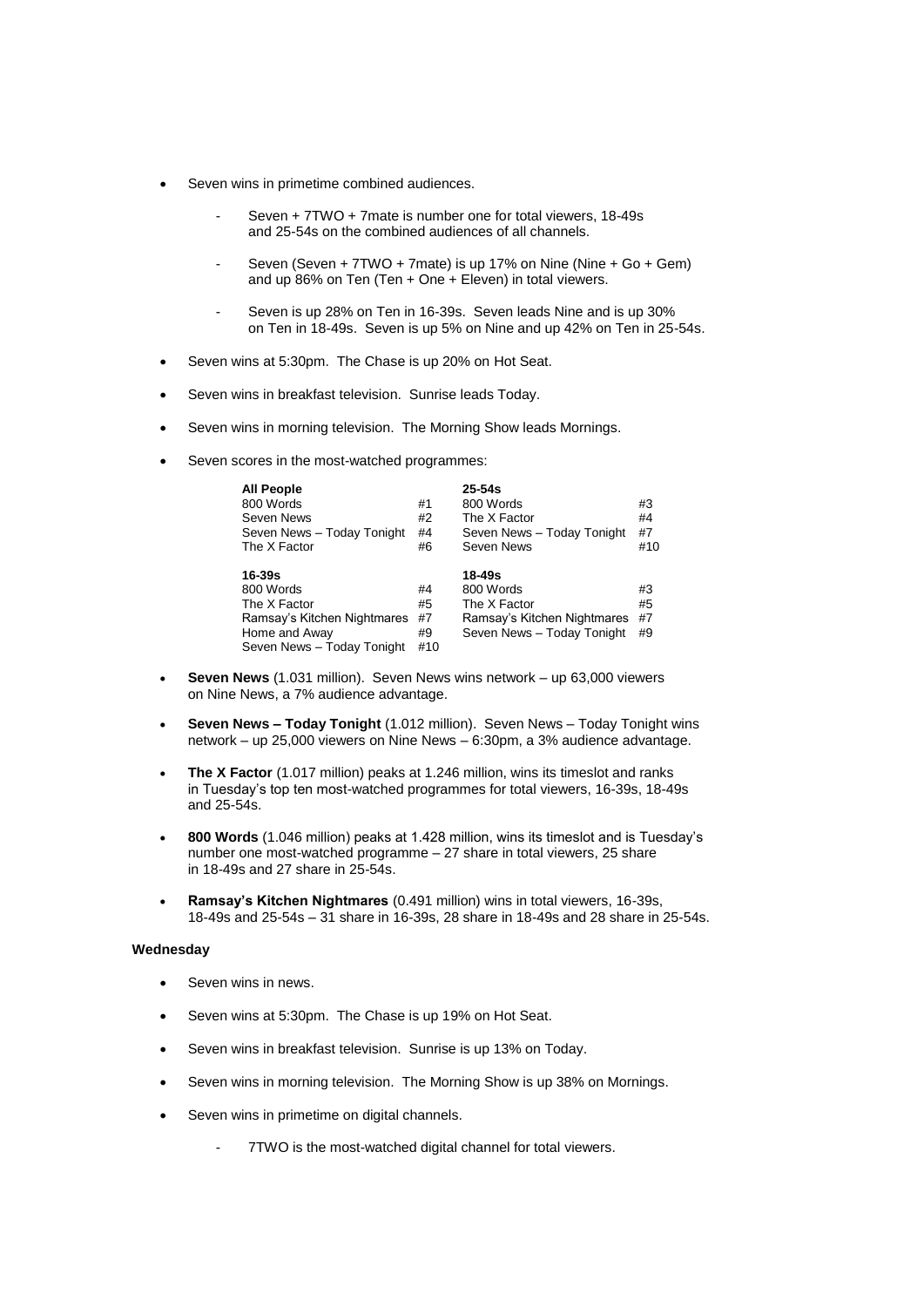- Seven wins in primetime combined audiences.

    - Seven + 7TWO + 7mate is number one for total viewers, 18-49s and 25-54s on the combined audiences of all channels.

    - Seven (Seven + 7TWO + 7mate) is up 17% on Nine (Nine + Go + Gem) and up 86% on Ten (Ten + One + Eleven) in total viewers.

    - Seven is up 28% on Ten in 16-39s. Seven leads Nine and is up 30% on Ten in 18-49s. Seven is up 5% on Nine and up 42% on Ten in 25-54s.

- Seven wins at 5:30pm. The Chase is up 20% on Hot Seat.

- Seven wins in breakfast television. Sunrise leads Today.

- Seven wins in morning television. The Morning Show leads Mornings.

- Seven scores in the most-watched programmes:

| **All People** | | **25-54s** | |
|---|---|---|---|
| 800 Words | #1 | 800 Words | #3 |
| Seven News | #2 | The X Factor | #4 |
| Seven News – Today Tonight | #4 | Seven News – Today Tonight | #7 |
| The X Factor | #6 | Seven News | #10 |
| **16-39s** | | **18-49s** | |
| 800 Words | #4 | 800 Words | #3 |
| The X Factor | #5 | The X Factor | #5 |
| Ramsay's Kitchen Nightmares | #7 | Ramsay's Kitchen Nightmares | #7 |
| Home and Away | #9 | Seven News – Today Tonight | #9 |
| Seven News – Today Tonight | #10 | | |

- **Seven News** (1.031 million). Seven News wins network – up 63,000 viewers on Nine News, a 7% audience advantage.

- **Seven News – Today Tonight** (1.012 million). Seven News – Today Tonight wins network – up 25,000 viewers on Nine News – 6:30pm, a 3% audience advantage.

- **The X Factor** (1.017 million) peaks at 1.246 million, wins its timeslot and ranks in Tuesday's top ten most-watched programmes for total viewers, 16-39s, 18-49s and 25-54s.

- **800 Words** (1.046 million) peaks at 1.428 million, wins its timeslot and is Tuesday's number one most-watched programme – 27 share in total viewers, 25 share in 18-49s and 27 share in 25-54s.

- **Ramsay's Kitchen Nightmares** (0.491 million) wins in total viewers, 16-39s, 18-49s and 25-54s – 31 share in 16-39s, 28 share in 18-49s and 28 share in 25-54s.

**Wednesday**

- Seven wins in news.

- Seven wins at 5:30pm. The Chase is up 19% on Hot Seat.

- Seven wins in breakfast television. Sunrise is up 13% on Today.

- Seven wins in morning television. The Morning Show is up 38% on Mornings.

- Seven wins in primetime on digital channels.

    - 7TWO is the most-watched digital channel for total viewers.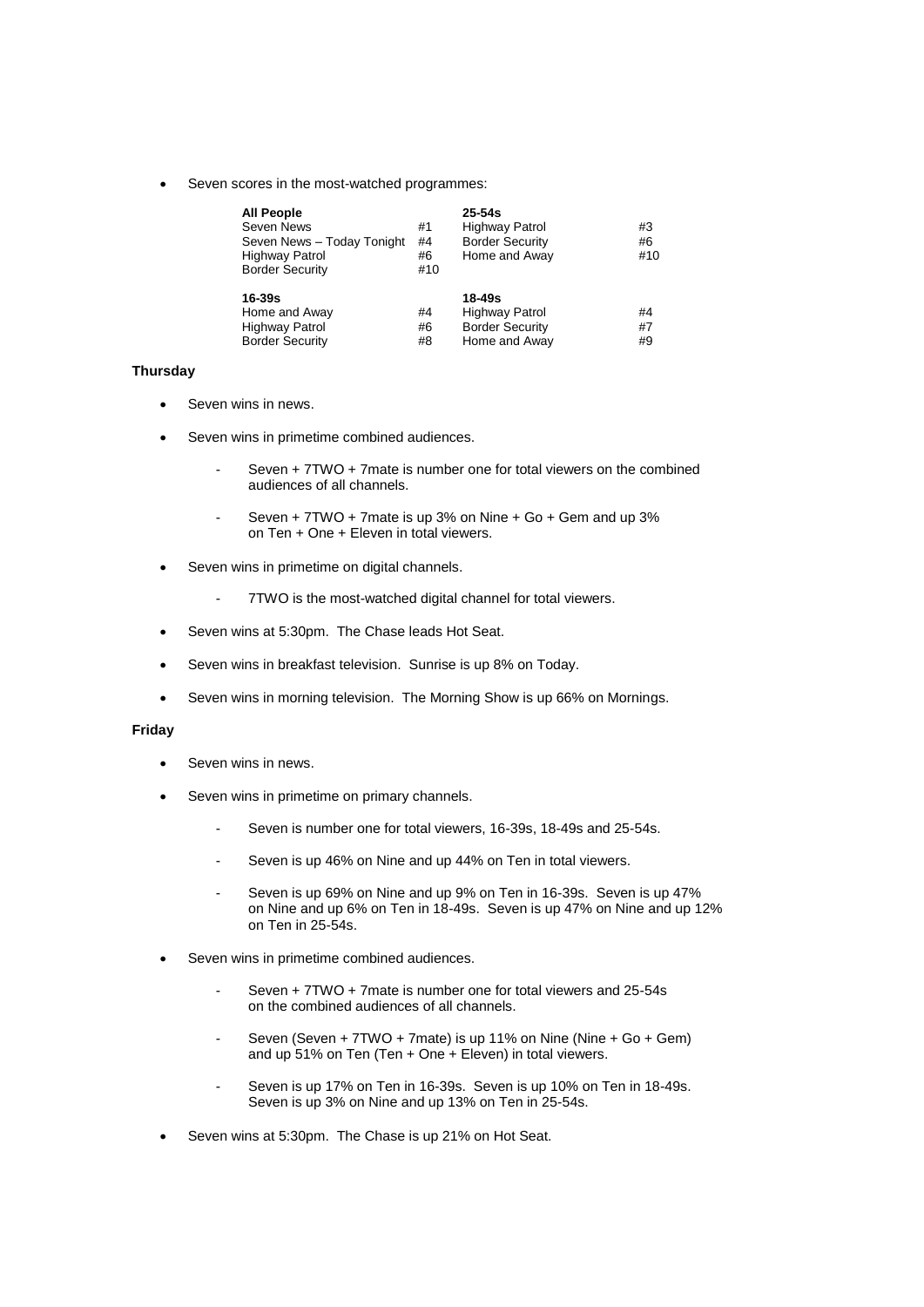- Seven scores in the most-watched programmes:

| All People | | 25-54s | |
|---|---|---|---|
| Seven News | #1 | Highway Patrol | #3 |
| Seven News – Today Tonight | #4 | Border Security | #6 |
| Highway Patrol | #6 | Home and Away | #10 |
| Border Security | #10 | | |
| **16-39s** | | **18-49s** | |
| Home and Away | #4 | Highway Patrol | #4 |
| Highway Patrol | #6 | Border Security | #7 |
| Border Security | #8 | Home and Away | #9 |

**Thursday**

- Seven wins in news.
- Seven wins in primetime combined audiences.
  - Seven + 7TWO + 7mate is number one for total viewers on the combined audiences of all channels.
  - Seven + 7TWO + 7mate is up 3% on Nine + Go + Gem and up 3% on Ten + One + Eleven in total viewers.
- Seven wins in primetime on digital channels.
  - 7TWO is the most-watched digital channel for total viewers.
- Seven wins at 5:30pm. The Chase leads Hot Seat.
- Seven wins in breakfast television. Sunrise is up 8% on Today.
- Seven wins in morning television. The Morning Show is up 66% on Mornings.

**Friday**

- Seven wins in news.
- Seven wins in primetime on primary channels.
  - Seven is number one for total viewers, 16-39s, 18-49s and 25-54s.
  - Seven is up 46% on Nine and up 44% on Ten in total viewers.
  - Seven is up 69% on Nine and up 9% on Ten in 16-39s. Seven is up 47% on Nine and up 6% on Ten in 18-49s. Seven is up 47% on Nine and up 12% on Ten in 25-54s.
- Seven wins in primetime combined audiences.
  - Seven + 7TWO + 7mate is number one for total viewers and 25-54s on the combined audiences of all channels.
  - Seven (Seven + 7TWO + 7mate) is up 11% on Nine (Nine + Go + Gem) and up 51% on Ten (Ten + One + Eleven) in total viewers.
  - Seven is up 17% on Ten in 16-39s. Seven is up 10% on Ten in 18-49s. Seven is up 3% on Nine and up 13% on Ten in 25-54s.
- Seven wins at 5:30pm. The Chase is up 21% on Hot Seat.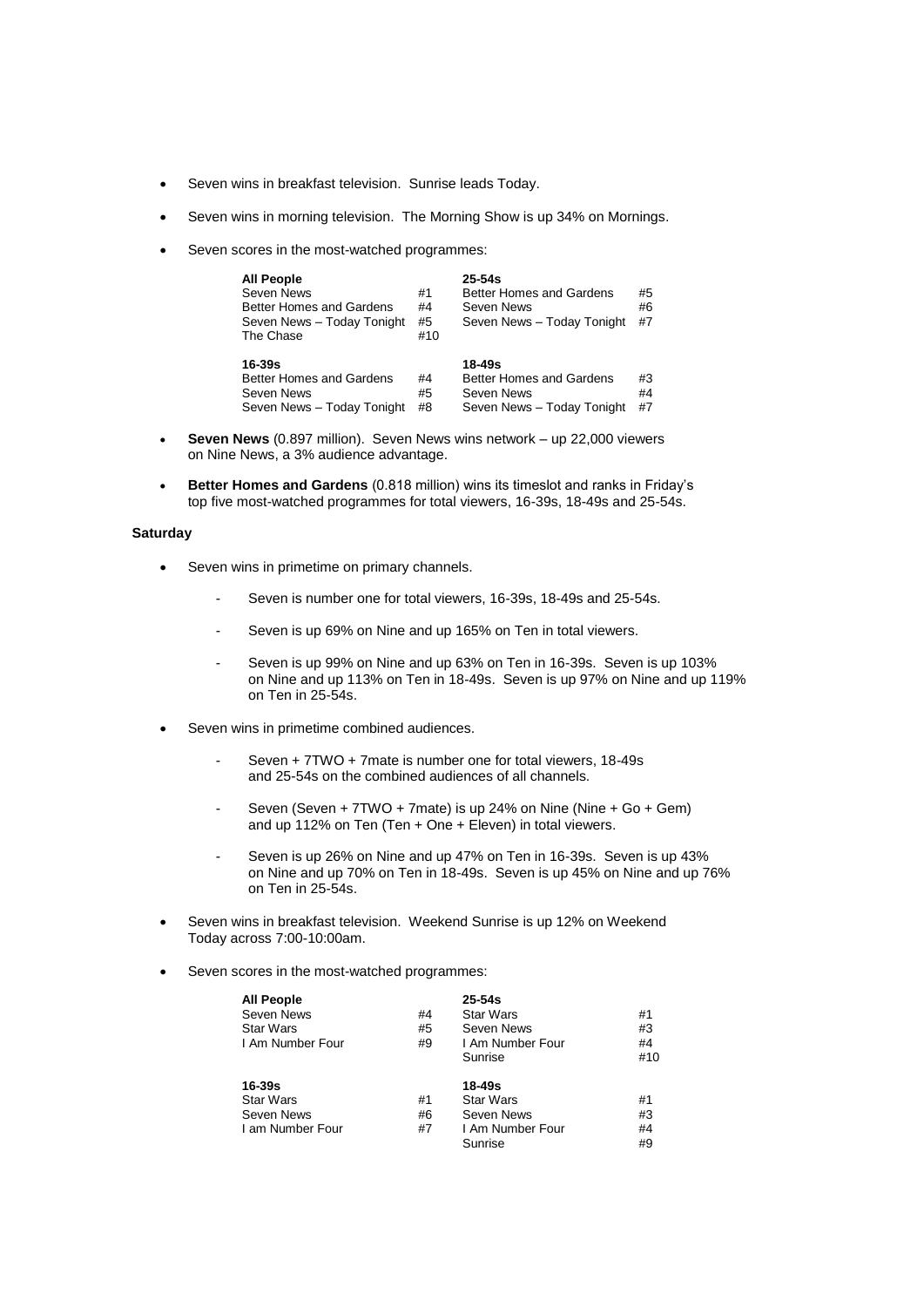- Seven wins in breakfast television. Sunrise leads Today.
- Seven wins in morning television. The Morning Show is up 34% on Mornings.
- Seven scores in the most-watched programmes:

| **All People** | | **25-54s** | |
|---|---|---|---|
| Seven News | #1 | Better Homes and Gardens | #5 |
| Better Homes and Gardens | #4 | Seven News | #6 |
| Seven News – Today Tonight | #5 | Seven News – Today Tonight | #7 |
| The Chase | #10 | | |
| **16-39s** | | **18-49s** | |
| Better Homes and Gardens | #4 | Better Homes and Gardens | #3 |
| Seven News | #5 | Seven News | #4 |
| Seven News – Today Tonight | #8 | Seven News – Today Tonight | #7 |

- **Seven News** (0.897 million). Seven News wins network – up 22,000 viewers on Nine News, a 3% audience advantage.
- **Better Homes and Gardens** (0.818 million) wins its timeslot and ranks in Friday's top five most-watched programmes for total viewers, 16-39s, 18-49s and 25-54s.

**Saturday**

- Seven wins in primetime on primary channels.
  - Seven is number one for total viewers, 16-39s, 18-49s and 25-54s.
  - Seven is up 69% on Nine and up 165% on Ten in total viewers.
  - Seven is up 99% on Nine and up 63% on Ten in 16-39s. Seven is up 103% on Nine and up 113% on Ten in 18-49s. Seven is up 97% on Nine and up 119% on Ten in 25-54s.
- Seven wins in primetime combined audiences.
  - Seven + 7TWO + 7mate is number one for total viewers, 18-49s and 25-54s on the combined audiences of all channels.
  - Seven (Seven + 7TWO + 7mate) is up 24% on Nine (Nine + Go + Gem) and up 112% on Ten (Ten + One + Eleven) in total viewers.
  - Seven is up 26% on Nine and up 47% on Ten in 16-39s. Seven is up 43% on Nine and up 70% on Ten in 18-49s. Seven is up 45% on Nine and up 76% on Ten in 25-54s.
- Seven wins in breakfast television. Weekend Sunrise is up 12% on Weekend Today across 7:00-10:00am.
- Seven scores in the most-watched programmes:

| **All People** | | **25-54s** | |
|---|---|---|---|
| Seven News | #4 | Star Wars | #1 |
| Star Wars | #5 | Seven News | #3 |
| I Am Number Four | #9 | I Am Number Four | #4 |
| | | Sunrise | #10 |
| **16-39s** | | **18-49s** | |
| Star Wars | #1 | Star Wars | #1 |
| Seven News | #6 | Seven News | #3 |
| I am Number Four | #7 | I Am Number Four | #4 |
| | | Sunrise | #9 |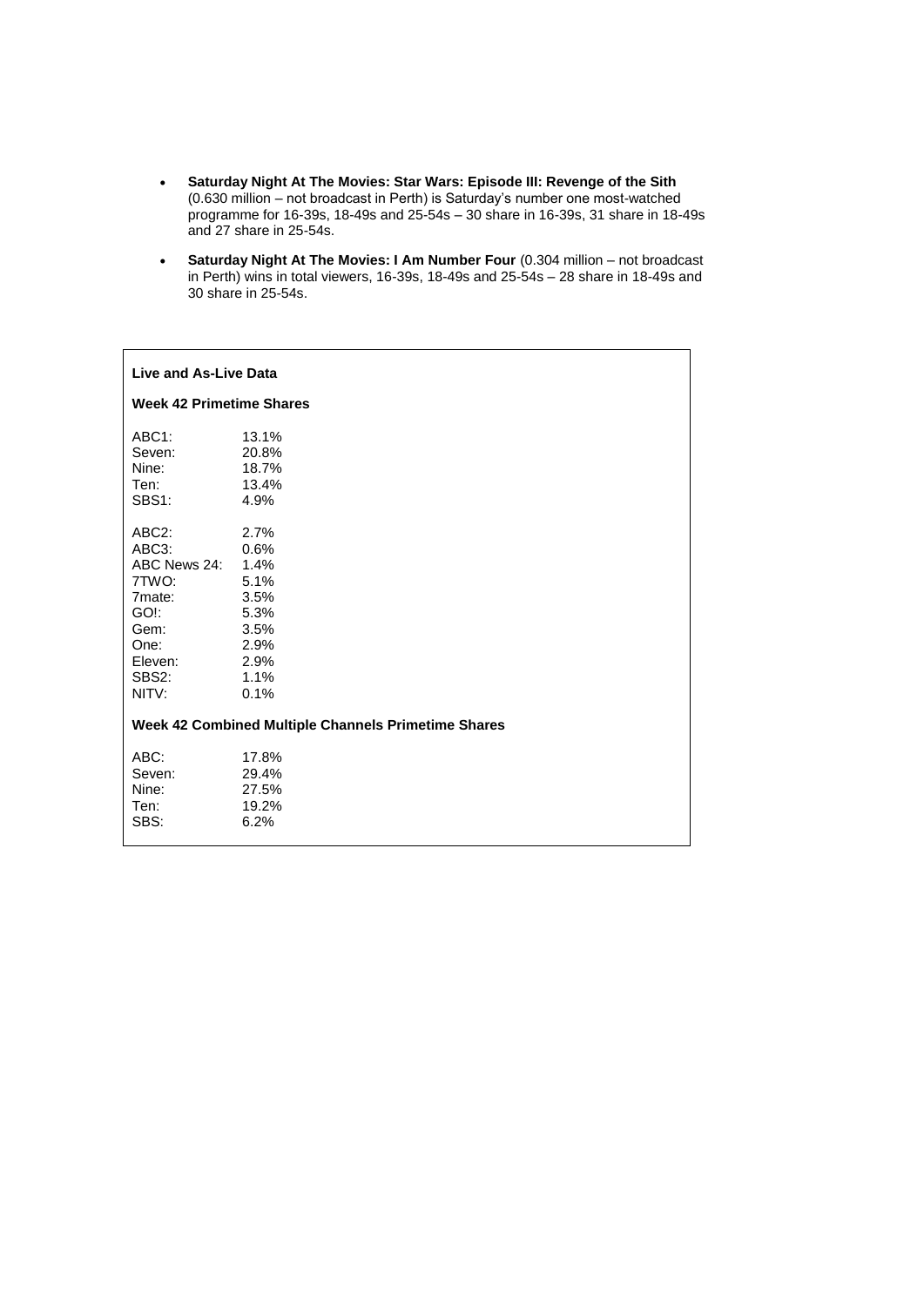- **Saturday Night At The Movies: Star Wars: Episode III: Revenge of the Sith** (0.630 million – not broadcast in Perth) is Saturday's number one most-watched programme for 16-39s, 18-49s and 25-54s – 30 share in 16-39s, 31 share in 18-49s and 27 share in 25-54s.

- **Saturday Night At The Movies: I Am Number Four** (0.304 million – not broadcast in Perth) wins in total viewers, 16-39s, 18-49s and 25-54s – 28 share in 18-49s and 30 share in 25-54s.

**Live and As-Live Data**

**Week 42 Primetime Shares**

| | |
|---|---|
| ABC1: | 13.1% |
| Seven: | 20.8% |
| Nine: | 18.7% |
| Ten: | 13.4% |
| SBS1: | 4.9% |

| | |
|---|---|
| ABC2: | 2.7% |
| ABC3: | 0.6% |
| ABC News 24: | 1.4% |
| 7TWO: | 5.1% |
| 7mate: | 3.5% |
| GO!: | 5.3% |
| Gem: | 3.5% |
| One: | 2.9% |
| Eleven: | 2.9% |
| SBS2: | 1.1% |
| NITV: | 0.1% |

**Week 42 Combined Multiple Channels Primetime Shares**

| | |
|---|---|
| ABC: | 17.8% |
| Seven: | 29.4% |
| Nine: | 27.5% |
| Ten: | 19.2% |
| SBS: | 6.2% |